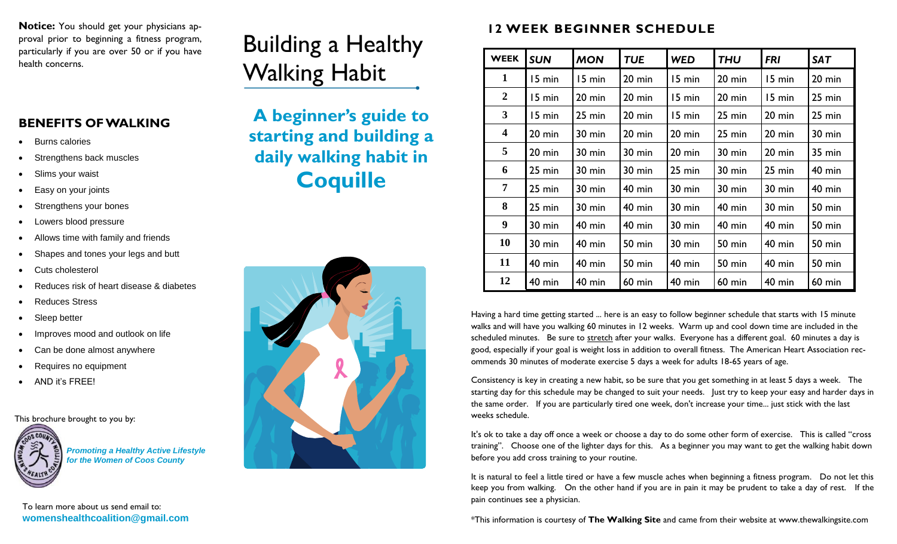**Notice:** You should get your physicians approval prior to beginning a fitness program, particularly if you are over 50 or if you have health concerns.

## BENEFITS OF WALKING

- Burns calories
- Strengthens back muscles
- Slims your waist
- Easy on your joints
- Strengthens your bones
- Lowers blood pressure
- Allows time with family and friends
- Shapes and tones your legs and butt
- Cuts cholesterol
- Reduces risk of heart disease & diabetes
- Reduces Stress
- Sleep better
- Improves mood and outlook on life
- Can be done almost anywhere
- Requires no equipment
- AND it's FREE!

This brochure brought to you by:

***Promoting a Healthy Active Lifestyle for the Women of Coos County***

To learn more about us send email to:
**womenshealthcoalition@gmail.com**

# Building a Healthy Walking Habit

## A beginner's guide to starting and building a daily walking habit in Coquille

## 12 WEEK BEGINNER SCHEDULE

| WEEK | SUN | MON | TUE | WED | THU | FRI | SAT |
|---|---|---|---|---|---|---|---|
| 1 | 15 min | 15 min | 20 min | 15 min | 20 min | 15 min | 20 min |
| 2 | 15 min | 20 min | 20 min | 15 min | 20 min | 15 min | 25 min |
| 3 | 15 min | 25 min | 20 min | 15 min | 25 min | 20 min | 25 min |
| 4 | 20 min | 30 min | 20 min | 20 min | 25 min | 20 min | 30 min |
| 5 | 20 min | 30 min | 30 min | 20 min | 30 min | 20 min | 35 min |
| 6 | 25 min | 30 min | 30 min | 25 min | 30 min | 25 min | 40 min |
| 7 | 25 min | 30 min | 40 min | 30 min | 30 min | 30 min | 40 min |
| 8 | 25 min | 30 min | 40 min | 30 min | 40 min | 30 min | 50 min |
| 9 | 30 min | 40 min | 40 min | 30 min | 40 min | 40 min | 50 min |
| 10 | 30 min | 40 min | 50 min | 30 min | 50 min | 40 min | 50 min |
| 11 | 40 min | 40 min | 50 min | 40 min | 50 min | 40 min | 50 min |
| 12 | 40 min | 40 min | 60 min | 40 min | 60 min | 40 min | 60 min |

Having a hard time getting started ... here is an easy to follow beginner schedule that starts with 15 minute walks and will have you walking 60 minutes in 12 weeks. Warm up and cool down time are included in the scheduled minutes. Be sure to stretch after your walks. Everyone has a different goal. 60 minutes a day is good, especially if your goal is weight loss in addition to overall fitness. The American Heart Association recommends 30 minutes of moderate exercise 5 days a week for adults 18-65 years of age.

Consistency is key in creating a new habit, so be sure that you get something in at least 5 days a week. The starting day for this schedule may be changed to suit your needs. Just try to keep your easy and harder days in the same order. If you are particularly tired one week, don't increase your time... just stick with the last weeks schedule.

It's ok to take a day off once a week or choose a day to do some other form of exercise. This is called "cross training". Choose one of the lighter days for this. As a beginner you may want to get the walking habit down before you add cross training to your routine.

It is natural to feel a little tired or have a few muscle aches when beginning a fitness program. Do not let this keep you from walking. On the other hand if you are in pain it may be prudent to take a day of rest. If the pain continues see a physician.

*This information is courtesy of **The Walking Site** and came from their website at www.thewalkingsite.com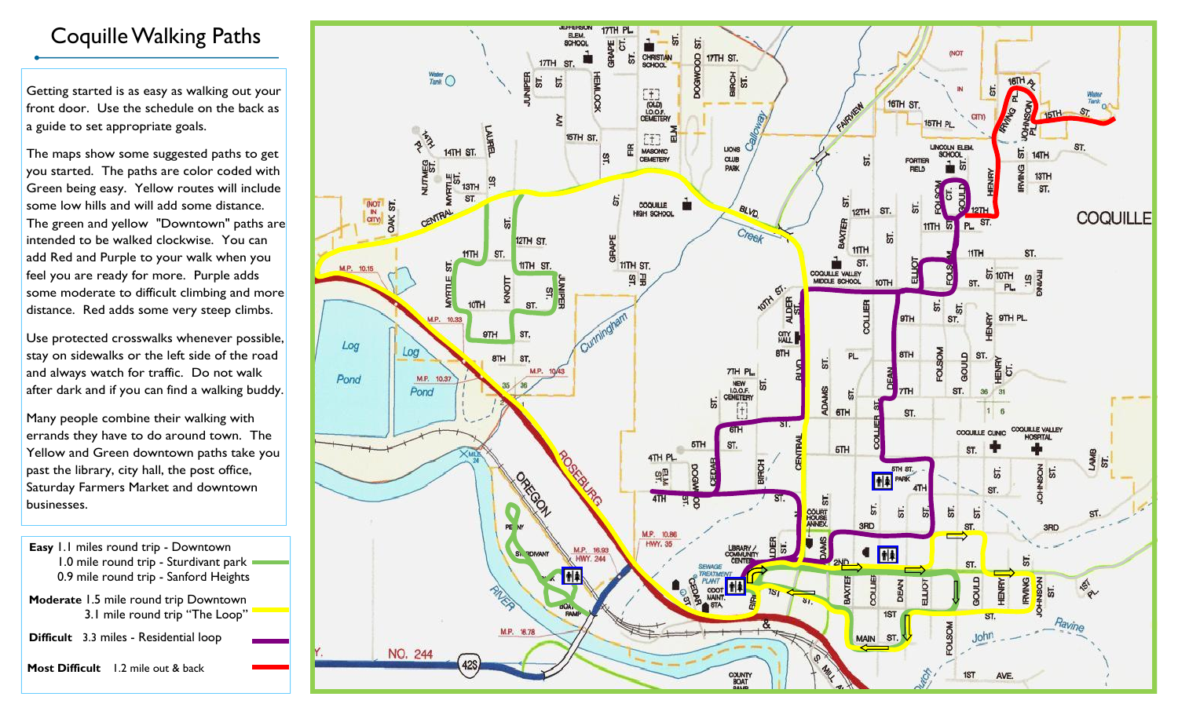# Coquille Walking Paths

Getting started is as easy as walking out your front door. Use the schedule on the back as a guide to set appropriate goals.

The maps show some suggested paths to get you started. The paths are color coded with Green being easy. Yellow routes will include some low hills and will add some distance. The green and yellow "Downtown" paths are intended to be walked clockwise. You can add Red and Purple to your walk when you feel you are ready for more. Purple adds some moderate to difficult climbing and more distance. Red adds some very steep climbs.

Use protected crosswalks whenever possible, stay on sidewalks or the left side of the road and always watch for traffic. Do not walk after dark and if you can find a walking buddy.

Many people combine their walking with errands they have to do around town. The Yellow and Green downtown paths take you past the library, city hall, the post office, Saturday Farmers Market and downtown businesses.

**Easy** 1.1 miles round trip - Downtown
1.0 mile round trip - Sturdivant park
0.9 mile round trip - Sanford Heights

**Moderate** 1.5 mile round trip Downtown
3.1 mile round trip "The Loop"

**Difficult** 3.3 miles - Residential loop

**Most Difficult** 1.2 mile out & back